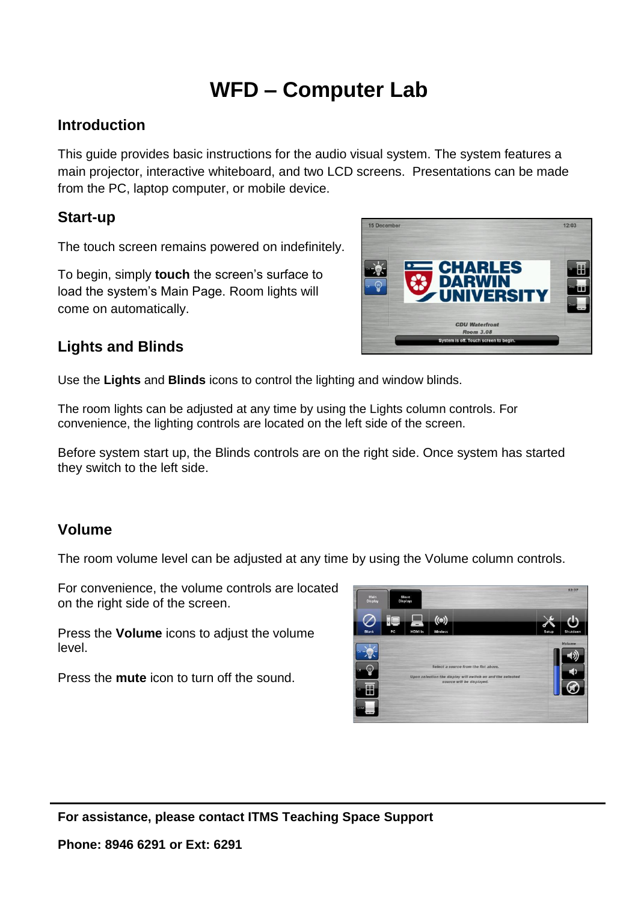# WFD – Computer Lab

## Introduction

This guide provides basic instructions for the audio visual system. The system features a main projector, interactive whiteboard, and two LCD screens. Presentations can be made from the PC, laptop computer, or mobile device.

## Start-up

The touch screen remains powered on indefinitely.

To begin, simply **touch** the screen's surface to load the system's Main Page. Room lights will come on automatically.

## Lights and Blinds

Use the **Lights** and **Blinds** icons to control the lighting and window blinds.

The room lights can be adjusted at any time by using the Lights column controls. For convenience, the lighting controls are located on the left side of the screen.

Before system start up, the Blinds controls are on the right side. Once system has started they switch to the left side.

## Volume

The room volume level can be adjusted at any time by using the Volume column controls.

For convenience, the volume controls are located on the right side of the screen.

Press the **Volume** icons to adjust the volume level.

Press the **mute** icon to turn off the sound.

---

**For assistance, please contact ITMS Teaching Space Support**

**Phone: 8946 6291 or Ext: 6291**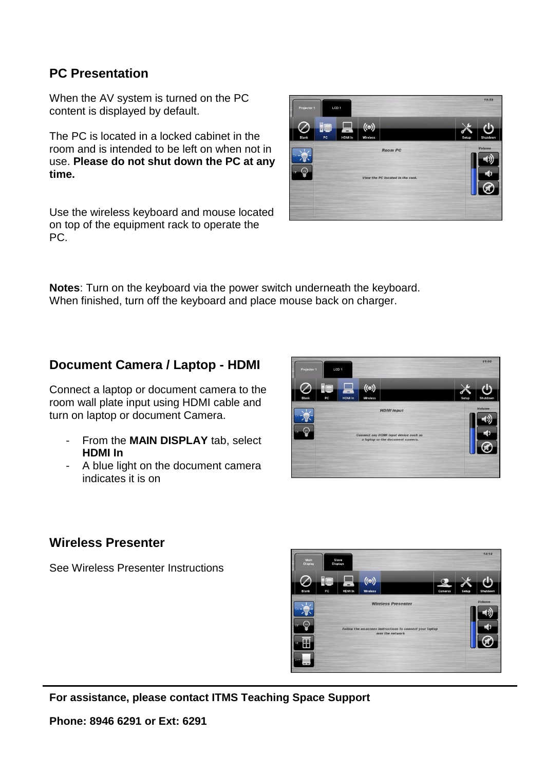## PC Presentation

When the AV system is turned on the PC content is displayed by default.

The PC is located in a locked cabinet in the room and is intended to be left on when not in use. **Please do not shut down the PC at any time.**

Use the wireless keyboard and mouse located on top of the equipment rack to operate the PC.

**Notes**: Turn on the keyboard via the power switch underneath the keyboard. When finished, turn off the keyboard and place mouse back on charger.

## Document Camera / Laptop - HDMI

Connect a laptop or document camera to the room wall plate input using HDMI cable and turn on laptop or document Camera.

- From the **MAIN DISPLAY** tab, select **HDMI In**
- A blue light on the document camera indicates it is on

## Wireless Presenter

See Wireless Presenter Instructions

**For assistance, please contact ITMS Teaching Space Support**

**Phone: 8946 6291 or Ext: 6291**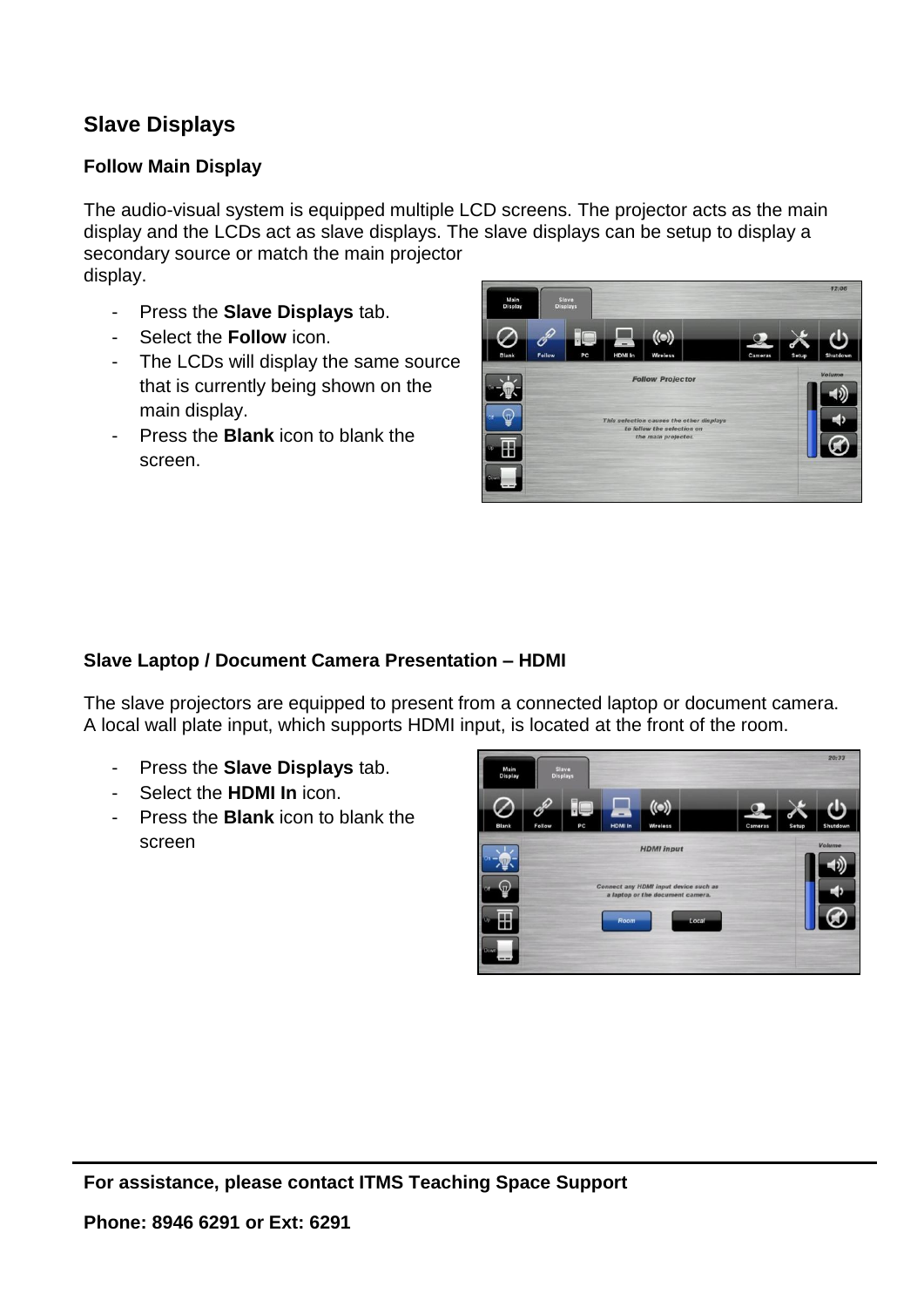## Slave Displays

### Follow Main Display

The audio-visual system is equipped multiple LCD screens. The projector acts as the main display and the LCDs act as slave displays. The slave displays can be setup to display a secondary source or match the main projector display.

- Press the **Slave Displays** tab.
- Select the **Follow** icon.
- The LCDs will display the same source that is currently being shown on the main display.
- Press the **Blank** icon to blank the screen.

### Slave Laptop / Document Camera Presentation – HDMI

The slave projectors are equipped to present from a connected laptop or document camera. A local wall plate input, which supports HDMI input, is located at the front of the room.

- Press the **Slave Displays** tab.
- Select the **HDMI In** icon.
- Press the **Blank** icon to blank the screen

**For assistance, please contact ITMS Teaching Space Support**

**Phone: 8946 6291 or Ext: 6291**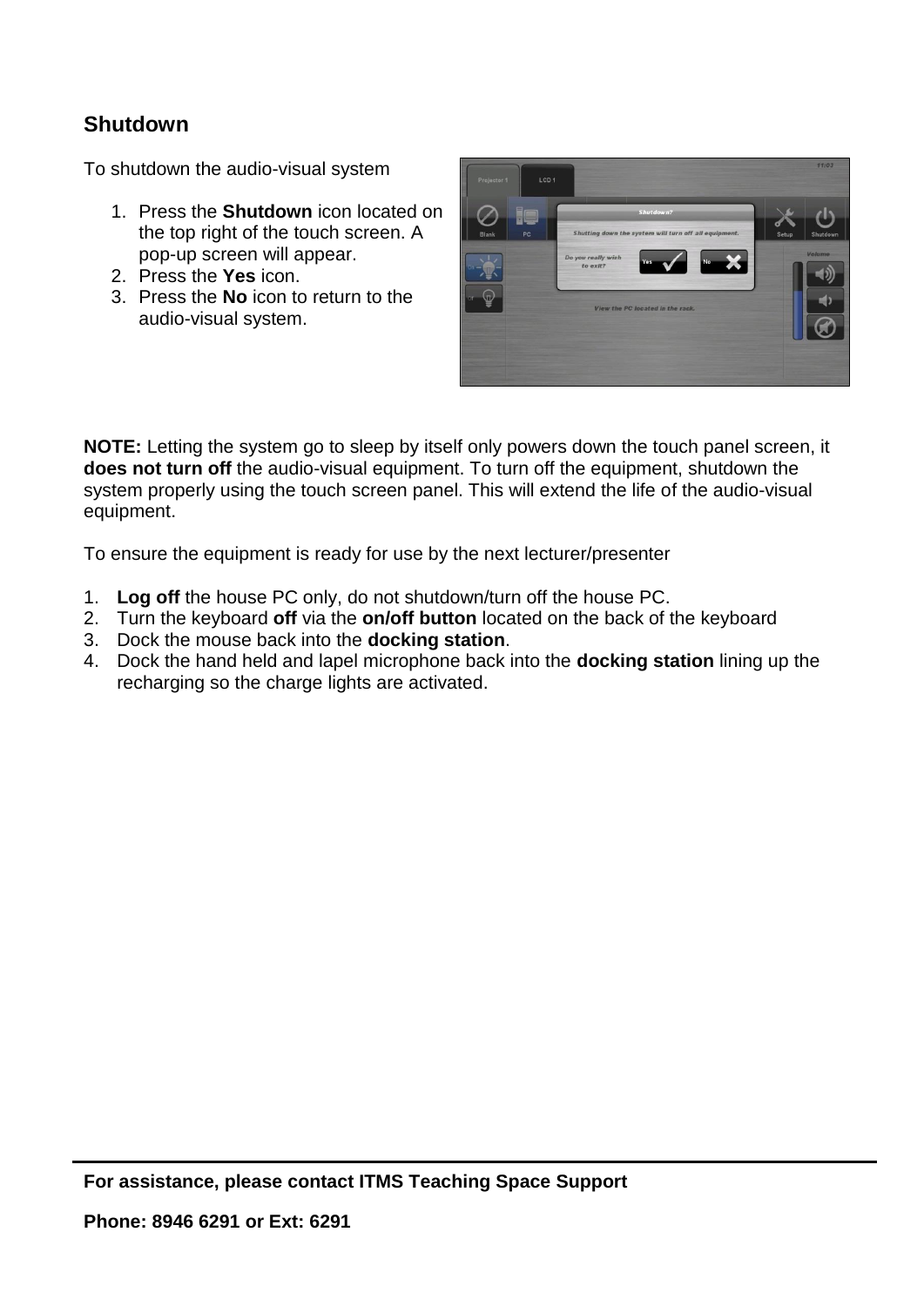## Shutdown

To shutdown the audio-visual system

1. Press the **Shutdown** icon located on the top right of the touch screen. A pop-up screen will appear.
2. Press the **Yes** icon.
3. Press the **No** icon to return to the audio-visual system.

**NOTE:** Letting the system go to sleep by itself only powers down the touch panel screen, it **does not turn off** the audio-visual equipment. To turn off the equipment, shutdown the system properly using the touch screen panel. This will extend the life of the audio-visual equipment.

To ensure the equipment is ready for use by the next lecturer/presenter

1. **Log off** the house PC only, do not shutdown/turn off the house PC.
2. Turn the keyboard **off** via the **on/off button** located on the back of the keyboard
3. Dock the mouse back into the **docking station**.
4. Dock the hand held and lapel microphone back into the **docking station** lining up the recharging so the charge lights are activated.

**For assistance, please contact ITMS Teaching Space Support**

**Phone: 8946 6291 or Ext: 6291**